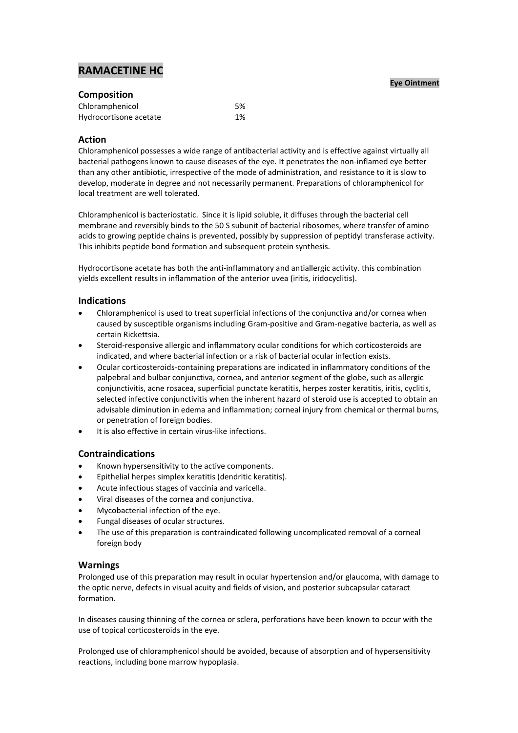# RAMACETINE HC

**Eye Ointment**

## Composition

| | |
|---|---|
| Chloramphenicol | 5% |
| Hydrocortisone acetate | 1% |

## Action

Chloramphenicol possesses a wide range of antibacterial activity and is effective against virtually all bacterial pathogens known to cause diseases of the eye. It penetrates the non-inflamed eye better than any other antibiotic, irrespective of the mode of administration, and resistance to it is slow to develop, moderate in degree and not necessarily permanent. Preparations of chloramphenicol for local treatment are well tolerated.

Chloramphenicol is bacteriostatic. Since it is lipid soluble, it diffuses through the bacterial cell membrane and reversibly binds to the 50 S subunit of bacterial ribosomes, where transfer of amino acids to growing peptide chains is prevented, possibly by suppression of peptidyl transferase activity. This inhibits peptide bond formation and subsequent protein synthesis.

Hydrocortisone acetate has both the anti-inflammatory and antiallergic activity. this combination yields excellent results in inflammation of the anterior uvea (iritis, iridocyclitis).

## Indications

- Chloramphenicol is used to treat superficial infections of the conjunctiva and/or cornea when caused by susceptible organisms including Gram-positive and Gram-negative bacteria, as well as certain Rickettsia.
- Steroid-responsive allergic and inflammatory ocular conditions for which corticosteroids are indicated, and where bacterial infection or a risk of bacterial ocular infection exists.
- Ocular corticosteroids-containing preparations are indicated in inflammatory conditions of the palpebral and bulbar conjunctiva, cornea, and anterior segment of the globe, such as allergic conjunctivitis, acne rosacea, superficial punctate keratitis, herpes zoster keratitis, iritis, cyclitis, selected infective conjunctivitis when the inherent hazard of steroid use is accepted to obtain an advisable diminution in edema and inflammation; corneal injury from chemical or thermal burns, or penetration of foreign bodies.
- It is also effective in certain virus-like infections.

## Contraindications

- Known hypersensitivity to the active components.
- Epithelial herpes simplex keratitis (dendritic keratitis).
- Acute infectious stages of vaccinia and varicella.
- Viral diseases of the cornea and conjunctiva.
- Mycobacterial infection of the eye.
- Fungal diseases of ocular structures.
- The use of this preparation is contraindicated following uncomplicated removal of a corneal foreign body

## Warnings

Prolonged use of this preparation may result in ocular hypertension and/or glaucoma, with damage to the optic nerve, defects in visual acuity and fields of vision, and posterior subcapsular cataract formation.

In diseases causing thinning of the cornea or sclera, perforations have been known to occur with the use of topical corticosteroids in the eye.

Prolonged use of chloramphenicol should be avoided, because of absorption and of hypersensitivity reactions, including bone marrow hypoplasia.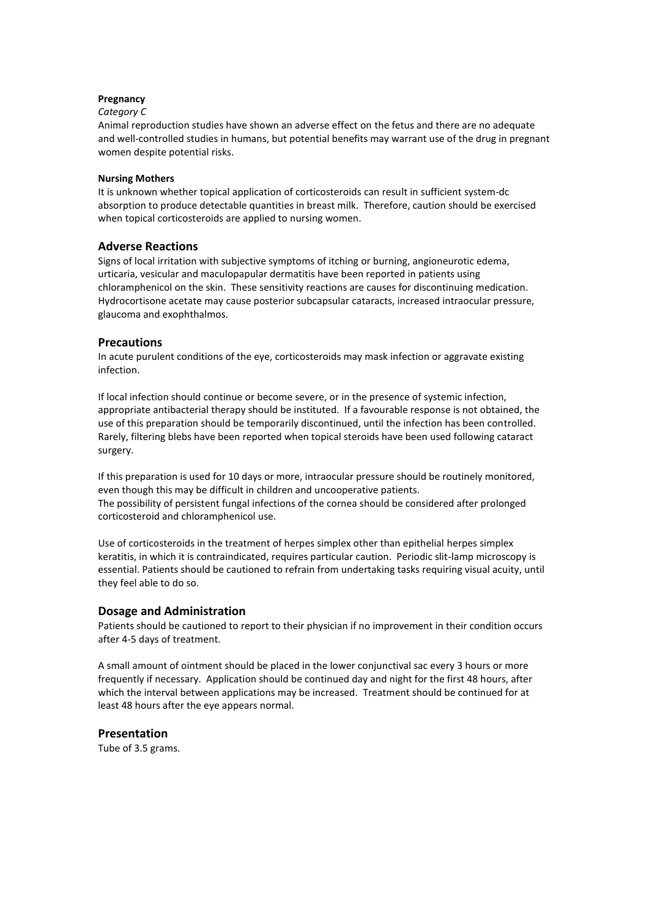**Pregnancy**

*Category C*

Animal reproduction studies have shown an adverse effect on the fetus and there are no adequate and well-controlled studies in humans, but potential benefits may warrant use of the drug in pregnant women despite potential risks.

**Nursing Mothers**

It is unknown whether topical application of corticosteroids can result in sufficient system-dc absorption to produce detectable quantities in breast milk. Therefore, caution should be exercised when topical corticosteroids are applied to nursing women.

## Adverse Reactions

Signs of local irritation with subjective symptoms of itching or burning, angioneurotic edema, urticaria, vesicular and maculopapular dermatitis have been reported in patients using chloramphenicol on the skin. These sensitivity reactions are causes for discontinuing medication. Hydrocortisone acetate may cause posterior subcapsular cataracts, increased intraocular pressure, glaucoma and exophthalmos.

## Precautions

In acute purulent conditions of the eye, corticosteroids may mask infection or aggravate existing infection.

If local infection should continue or become severe, or in the presence of systemic infection, appropriate antibacterial therapy should be instituted. If a favourable response is not obtained, the use of this preparation should be temporarily discontinued, until the infection has been controlled. Rarely, filtering blebs have been reported when topical steroids have been used following cataract surgery.

If this preparation is used for 10 days or more, intraocular pressure should be routinely monitored, even though this may be difficult in children and uncooperative patients.
The possibility of persistent fungal infections of the cornea should be considered after prolonged corticosteroid and chloramphenicol use.

Use of corticosteroids in the treatment of herpes simplex other than epithelial herpes simplex keratitis, in which it is contraindicated, requires particular caution. Periodic slit-lamp microscopy is essential. Patients should be cautioned to refrain from undertaking tasks requiring visual acuity, until they feel able to do so.

## Dosage and Administration

Patients should be cautioned to report to their physician if no improvement in their condition occurs after 4-5 days of treatment.

A small amount of ointment should be placed in the lower conjunctival sac every 3 hours or more frequently if necessary. Application should be continued day and night for the first 48 hours, after which the interval between applications may be increased. Treatment should be continued for at least 48 hours after the eye appears normal.

## Presentation

Tube of 3.5 grams.